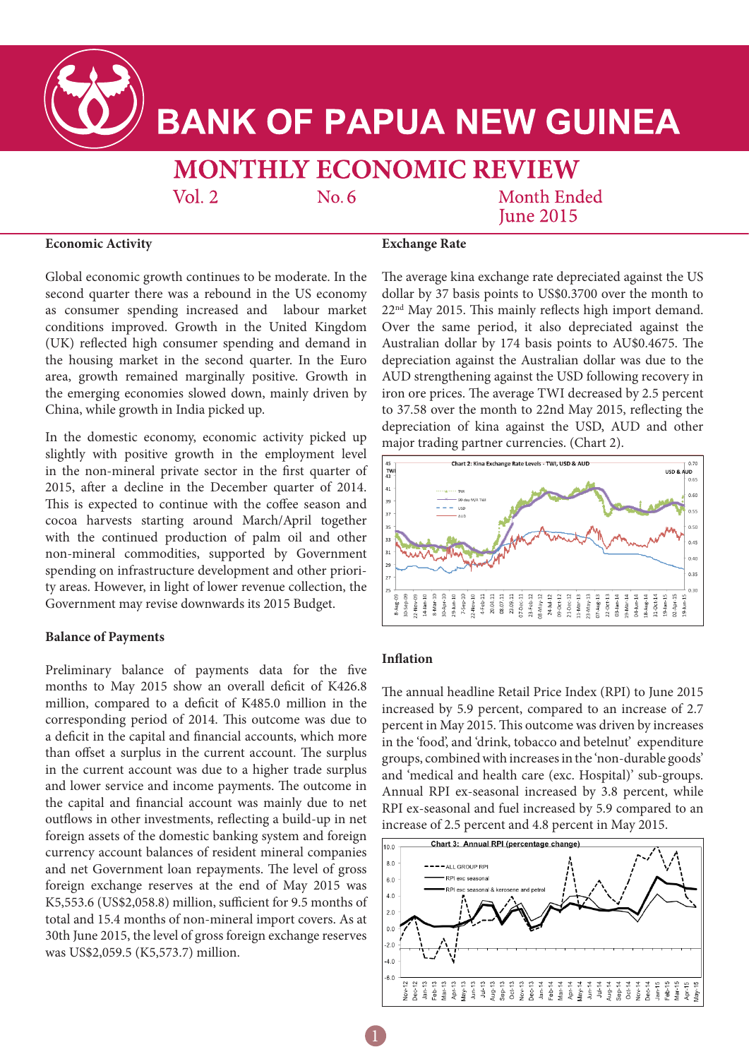# BANK OF PAPUA NEW GUINEA

## MONTHLY ECONOMIC REVIEW

Vol. 2 No. 6 Month Ended June 2015

### Economic Activity

Global economic growth continues to be moderate. In the second quarter there was a rebound in the US economy as consumer spending increased and labour market conditions improved. Growth in the United Kingdom (UK) reflected high consumer spending and demand in the housing market in the second quarter. In the Euro area, growth remained marginally positive. Growth in the emerging economies slowed down, mainly driven by China, while growth in India picked up.

In the domestic economy, economic activity picked up slightly with positive growth in the employment level in the non-mineral private sector in the first quarter of 2015, after a decline in the December quarter of 2014. This is expected to continue with the coffee season and cocoa harvests starting around March/April together with the continued production of palm oil and other non-mineral commodities, supported by Government spending on infrastructure development and other priority areas. However, in light of lower revenue collection, the Government may revise downwards its 2015 Budget.

### Balance of Payments

Preliminary balance of payments data for the five months to May 2015 show an overall deficit of K426.8 million, compared to a deficit of K485.0 million in the corresponding period of 2014. This outcome was due to a deficit in the capital and financial accounts, which more than offset a surplus in the current account. The surplus in the current account was due to a higher trade surplus and lower service and income payments. The outcome in the capital and financial account was mainly due to net outflows in other investments, reflecting a build-up in net foreign assets of the domestic banking system and foreign currency account balances of resident mineral companies and net Government loan repayments. The level of gross foreign exchange reserves at the end of May 2015 was K5,553.6 (US$2,058.8) million, sufficient for 9.5 months of total and 15.4 months of non-mineral import covers. As at 30th June 2015, the level of gross foreign exchange reserves was US$2,059.5 (K5,573.7) million.

### Exchange Rate

The average kina exchange rate depreciated against the US dollar by 37 basis points to US$0.3700 over the month to 22nd May 2015. This mainly reflects high import demand. Over the same period, it also depreciated against the Australian dollar by 174 basis points to AU$0.4675. The depreciation against the Australian dollar was due to the AUD strengthening against the USD following recovery in iron ore prices. The average TWI decreased by 2.5 percent to 37.58 over the month to 22nd May 2015, reflecting the depreciation of kina against the USD, AUD and other major trading partner currencies. (Chart 2).

Chart 2: Kina Exchange Rate Levels - TWI, USD & AUD

### Inflation

The annual headline Retail Price Index (RPI) to June 2015 increased by 5.9 percent, compared to an increase of 2.7 percent in May 2015. This outcome was driven by increases in the 'food', and 'drink, tobacco and betelnut' expenditure groups, combined with increases in the 'non-durable goods' and 'medical and health care (exc. Hospital)' sub-groups. Annual RPI ex-seasonal increased by 3.8 percent, while RPI ex-seasonal and fuel increased by 5.9 compared to an increase of 2.5 percent and 4.8 percent in May 2015.

Chart 3: Annual RPI (percentage change)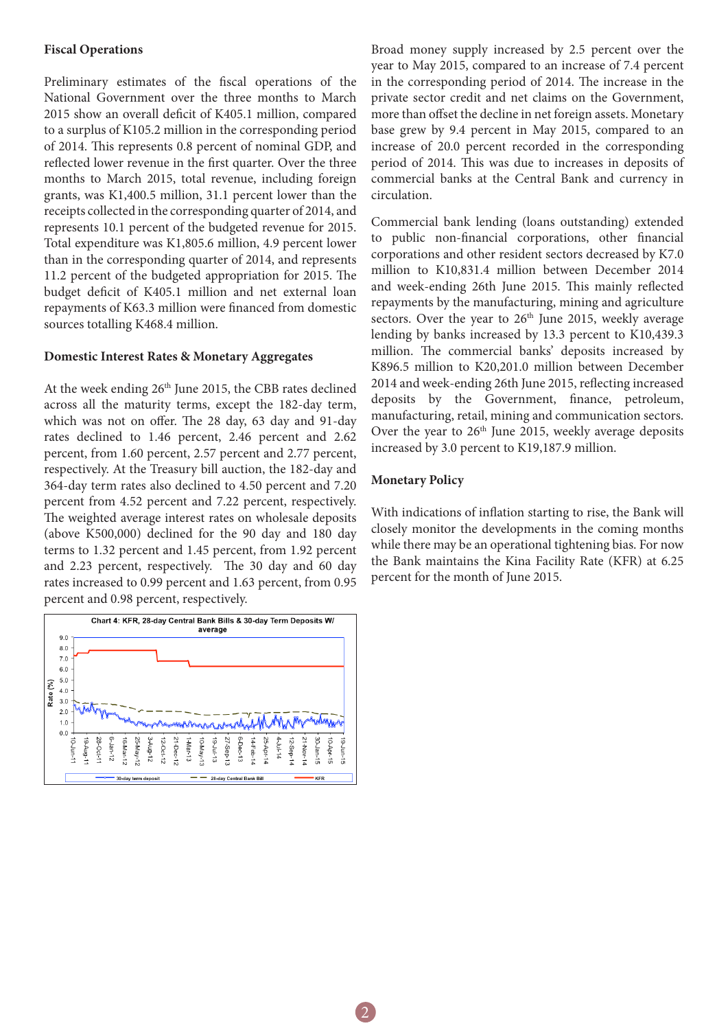### Fiscal Operations

Preliminary estimates of the fiscal operations of the National Government over the three months to March 2015 show an overall deficit of K405.1 million, compared to a surplus of K105.2 million in the corresponding period of 2014. This represents 0.8 percent of nominal GDP, and reflected lower revenue in the first quarter. Over the three months to March 2015, total revenue, including foreign grants, was K1,400.5 million, 31.1 percent lower than the receipts collected in the corresponding quarter of 2014, and represents 10.1 percent of the budgeted revenue for 2015. Total expenditure was K1,805.6 million, 4.9 percent lower than in the corresponding quarter of 2014, and represents 11.2 percent of the budgeted appropriation for 2015. The budget deficit of K405.1 million and net external loan repayments of K63.3 million were financed from domestic sources totalling K468.4 million.

### Domestic Interest Rates & Monetary Aggregates

At the week ending 26th June 2015, the CBB rates declined across all the maturity terms, except the 182-day term, which was not on offer. The 28 day, 63 day and 91-day rates declined to 1.46 percent, 2.46 percent and 2.62 percent, from 1.60 percent, 2.57 percent and 2.77 percent, respectively. At the Treasury bill auction, the 182-day and 364-day term rates also declined to 4.50 percent and 7.20 percent from 4.52 percent and 7.22 percent, respectively. The weighted average interest rates on wholesale deposits (above K500,000) declined for the 90 day and 180 day terms to 1.32 percent and 1.45 percent, from 1.92 percent and 2.23 percent, respectively. The 30 day and 60 day rates increased to 0.99 percent and 1.63 percent, from 0.95 percent and 0.98 percent, respectively.

Chart 4: KFR, 28-day Central Bank Bills & 30-day Term Deposits W/ average

Broad money supply increased by 2.5 percent over the year to May 2015, compared to an increase of 7.4 percent in the corresponding period of 2014. The increase in the private sector credit and net claims on the Government, more than offset the decline in net foreign assets. Monetary base grew by 9.4 percent in May 2015, compared to an increase of 20.0 percent recorded in the corresponding period of 2014. This was due to increases in deposits of commercial banks at the Central Bank and currency in circulation.

Commercial bank lending (loans outstanding) extended to public non-financial corporations, other financial corporations and other resident sectors decreased by K7.0 million to K10,831.4 million between December 2014 and week-ending 26th June 2015. This mainly reflected repayments by the manufacturing, mining and agriculture sectors. Over the year to 26th June 2015, weekly average lending by banks increased by 13.3 percent to K10,439.3 million. The commercial banks' deposits increased by K896.5 million to K20,201.0 million between December 2014 and week-ending 26th June 2015, reflecting increased deposits by the Government, finance, petroleum, manufacturing, retail, mining and communication sectors. Over the year to 26th June 2015, weekly average deposits increased by 3.0 percent to K19,187.9 million.

### Monetary Policy

With indications of inflation starting to rise, the Bank will closely monitor the developments in the coming months while there may be an operational tightening bias. For now the Bank maintains the Kina Facility Rate (KFR) at 6.25 percent for the month of June 2015.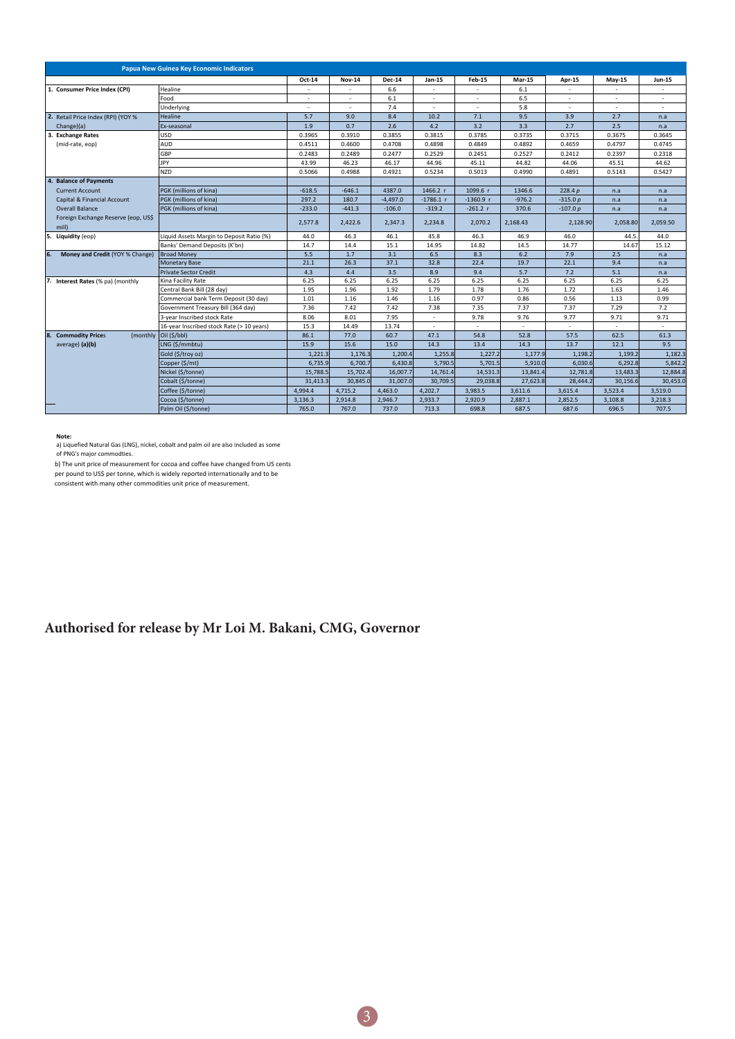| Papua New Guinea Key Economic Indicators | | | | | | | | | | |
|---|---|---|---|---|---|---|---|---|---|---|
| | | Oct-14 | Nov-14 | Dec-14 | Jan-15 | Feb-15 | Mar-15 | Apr-15 | May-15 | Jun-15 |
| 1. Consumer Price Index (CPI) | Healine | - | - | 6.6 | - | - | 6.1 | - | - | - |
| | Food | - | - | 6.1 | - | - | 6.5 | - | - | - |
| | Underlying | - | - | 7.4 | - | - | 5.8 | - | - | - |
| 2. Retail Price Index (RPI) (YOY % Change)(a) | Healine | 5.7 | 9.0 | 8.4 | 10.2 | 7.1 | 9.5 | 3.9 | 2.7 | n.a |
| | Ex-seasonal | 1.9 | 0.7 | 2.6 | 4.2 | 3.2 | 3.3 | 2.7 | 2.5 | n.a |
| 3. Exchange Rates (mid-rate, eop) | USD | 0.3965 | 0.3910 | 0.3855 | 0.3815 | 0.3785 | 0.3735 | 0.3715 | 0.3675 | 0.3645 |
| | AUD | 0.4511 | 0.4600 | 0.4708 | 0.4898 | 0.4849 | 0.4892 | 0.4659 | 0.4797 | 0.4745 |
| | GBP | 0.2483 | 0.2489 | 0.2477 | 0.2529 | 0.2451 | 0.2527 | 0.2412 | 0.2397 | 0.2318 |
| | JPY | 43.99 | 46.23 | 46.17 | 44.96 | 45.11 | 44.82 | 44.06 | 45.51 | 44.62 |
| | NZD | 0.5066 | 0.4988 | 0.4921 | 0.5234 | 0.5013 | 0.4990 | 0.4891 | 0.5143 | 0.5427 |
| 4. Balance of Payments | | | | | | | | | | |
| Current Account | PGK (millions of kina) | -618.5 | -646.1 | 4387.0 | 1466.2 r | 1099.6 r | 1346.6 | 228.4 p | n.a | n.a |
| Capital & Financial Account | PGK (millions of kina) | 297.2 | 180.7 | -4,497.0 | -1786.1 r | -1360.9 r | -976.2 | -315.0 p | n.a | n.a |
| Overall Balance | PGK (millions of kina) | -233.0 | -441.3 | -106.0 | -319.2 | -261.2 r | 370.6 | -107.0 p | n.a | n.a |
| Foreign Exchange Reserve (eop, US$ mill) | | 2,577.8 | 2,422.6 | 2,347.3 | 2,234.8 | 2,070.2 | 2,168.43 | 2,128.90 | 2,058.80 | 2,059.50 |
| 5. Liquidity (eop) | Liquid Assets Margin to Deposit Ratio (%) | 44.0 | 46.3 | 46.1 | 45.8 | 46.3 | 46.9 | 46.0 | 44.5 | 44.0 |
| | Banks' Demand Deposits (K'bn) | 14.7 | 14.4 | 15.1 | 14.95 | 14.82 | 14.5 | 14.77 | 14.67 | 15.12 |
| 6. Money and Credit (YOY % Change) | Broad Money | 5.5 | 1.7 | 3.1 | 6.5 | 8.3 | 6.2 | 7.9 | 2.5 | n.a |
| | Monetary Base | 21.1 | 26.3 | 37.1 | 32.8 | 22.4 | 19.7 | 22.1 | 9.4 | n.a |
| | Private Sector Credit | 4.3 | 4.4 | 3.5 | 8.9 | 9.4 | 5.7 | 7.2 | 5.1 | n.a |
| 7. Interest Rates (% pa) (monthly | Kina Facility Rate | 6.25 | 6.25 | 6.25 | 6.25 | 6.25 | 6.25 | 6.25 | 6.25 | 6.25 |
| | Central Bank Bill (28 day) | 1.95 | 1.96 | 1.92 | 1.79 | 1.78 | 1.76 | 1.72 | 1.63 | 1.46 |
| | Commercial bank Term Deposit (30 day) | 1.01 | 1.16 | 1.46 | 1.16 | 0.97 | 0.86 | 0.56 | 1.13 | 0.99 |
| | Government Treasury Bill (364 day) | 7.36 | 7.42 | 7.42 | 7.38 | 7.35 | 7.37 | 7.37 | 7.29 | 7.2 |
| | 3-year Inscribed stock Rate | 8.06 | 8.01 | 7.95 | - | 9.78 | 9.76 | 9.77 | 9.71 | 9.71 |
| | 16-year Inscribed stock Rate (> 10 years) | 15.3 | 14.49 | 13.74 | - | - | - | - | - | - |
| 8. Commodity Prices (monthly average) (a)(b) | Oil ($/bbl) | 86.1 | 77.0 | 60.7 | 47.1 | 54.8 | 52.8 | 57.5 | 62.5 | 61.3 |
| | LNG ($/mmbtu) | 15.9 | 15.6 | 15.0 | 14.3 | 13.4 | 14.3 | 13.7 | 12.1 | 9.5 |
| | Gold ($/troy oz) | 1,221.3 | 1,176.3 | 1,200.4 | 1,255.8 | 1,227.2 | 1,177.9 | 1,198.2 | 1,199.2 | 1,182.3 |
| | Copper ($/mt) | 6,735.9 | 6,700.7 | 6,430.8 | 5,790.5 | 5,701.5 | 5,910.0 | 6,030.6 | 6,292.8 | 5,842.2 |
| | Nickel ($/tonne) | 15,788.5 | 15,702.4 | 16,007.7 | 14,761.4 | 14,531.3 | 13,841.4 | 12,781.8 | 13,483.3 | 12,884.8 |
| | Cobalt ($/tonne) | 31,413.3 | 30,845.0 | 31,007.0 | 30,709.5 | 29,038.8 | 27,623.8 | 28,444.2 | 30,156.6 | 30,453.0 |
| | Coffee ($/tonne) | 4,994.4 | 4,715.2 | 4,463.0 | 4,202.7 | 3,983.5 | 3,611.6 | 3,615.4 | 3,523.4 | 3,519.0 |
| | Cocoa ($/tonne) | 3,136.3 | 2,914.8 | 2,946.7 | 2,933.7 | 2,920.9 | 2,887.1 | 2,852.5 | 3,108.8 | 3,218.3 |
| | Palm Oil ($/tonne) | 765.0 | 767.0 | 737.0 | 713.3 | 698.8 | 687.5 | 687.6 | 696.5 | 707.5 |

**Note:**

a) Liquefied Natural Gas (LNG), nickel, cobalt and palm oil are also included as some of PNG's major commodties.

b) The unit price of measurement for cocoa and coffee have changed from US cents per pound to US$ per tonne, which is widely reported internationally and to be consistent with many other commodities unit price of measurement.

**Authorised for release by Mr Loi M. Bakani, CMG, Governor**